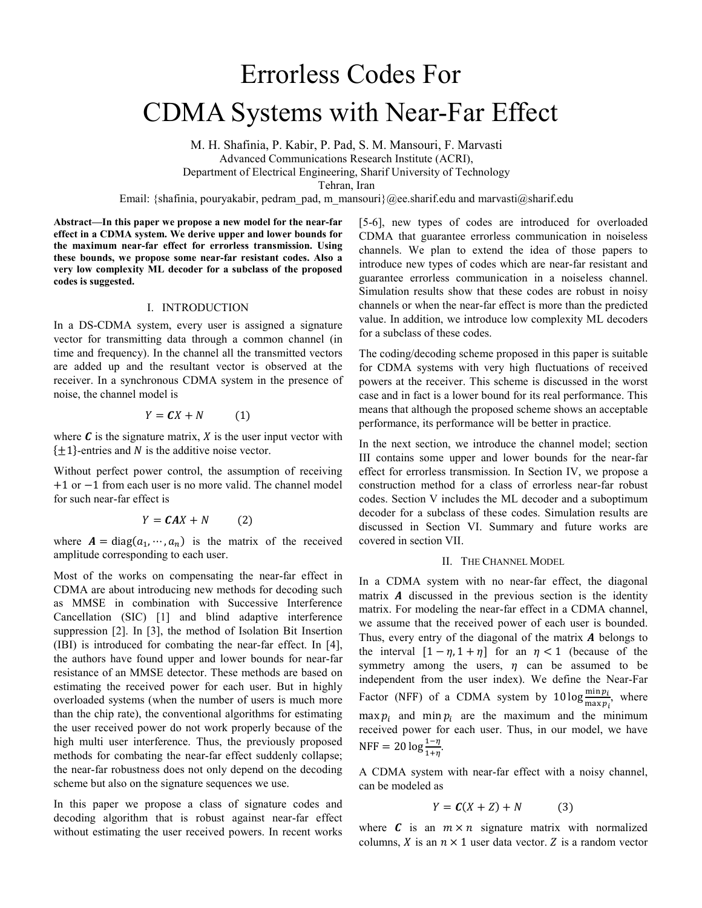# Errorless Codes For CDMA Systems with Near-Far Effect

M. H. Shafinia, P. Kabir, P. Pad, S. M. Mansouri, F. Marvasti

Advanced Communications Research Institute (ACRI),
Department of Electrical Engineering, Sharif University of Technology
Tehran, Iran

Email: {shafinia, pouryakabir, pedram_pad, m_mansouri}@ee.sharif.edu and marvasti@sharif.edu

**Abstract—In this paper we propose a new model for the near-far effect in a CDMA system. We derive upper and lower bounds for the maximum near-far effect for errorless transmission. Using these bounds, we propose some near-far resistant codes. Also a very low complexity ML decoder for a subclass of the proposed codes is suggested.**

## I. INTRODUCTION

In a DS-CDMA system, every user is assigned a signature vector for transmitting data through a common channel (in time and frequency). In the channel all the transmitted vectors are added up and the resultant vector is observed at the receiver. In a synchronous CDMA system in the presence of noise, the channel model is

$$Y = \boldsymbol{C}X + N \qquad (1)$$

where $\boldsymbol{C}$ is the signature matrix, $X$ is the user input vector with $\{\pm 1\}$-entries and $N$ is the additive noise vector.

Without perfect power control, the assumption of receiving $+1$ or $-1$ from each user is no more valid. The channel model for such near-far effect is

$$Y = \boldsymbol{C}\boldsymbol{A}X + N \qquad (2)$$

where $\boldsymbol{A} = \mathrm{diag}(a_1, \cdots, a_n)$ is the matrix of the received amplitude corresponding to each user.

Most of the works on compensating the near-far effect in CDMA are about introducing new methods for decoding such as MMSE in combination with Successive Interference Cancellation (SIC) [1] and blind adaptive interference suppression [2]. In [3], the method of Isolation Bit Insertion (IBI) is introduced for combating the near-far effect. In [4], the authors have found upper and lower bounds for near-far resistance of an MMSE detector. These methods are based on estimating the received power for each user. But in highly overloaded systems (when the number of users is much more than the chip rate), the conventional algorithms for estimating the user received power do not work properly because of the high multi user interference. Thus, the previously proposed methods for combating the near-far effect suddenly collapse; the near-far robustness does not only depend on the decoding scheme but also on the signature sequences we use.

In this paper we propose a class of signature codes and decoding algorithm that is robust against near-far effect without estimating the user received powers. In recent works [5-6], new types of codes are introduced for overloaded CDMA that guarantee errorless communication in noiseless channels. We plan to extend the idea of those papers to introduce new types of codes which are near-far resistant and guarantee errorless communication in a noiseless channel. Simulation results show that these codes are robust in noisy channels or when the near-far effect is more than the predicted value. In addition, we introduce low complexity ML decoders for a subclass of these codes.

The coding/decoding scheme proposed in this paper is suitable for CDMA systems with very high fluctuations of received powers at the receiver. This scheme is discussed in the worst case and in fact is a lower bound for its real performance. This means that although the proposed scheme shows an acceptable performance, its performance will be better in practice.

In the next section, we introduce the channel model; section III contains some upper and lower bounds for the near-far effect for errorless transmission. In Section IV, we propose a construction method for a class of errorless near-far robust codes. Section V includes the ML decoder and a suboptimum decoder for a subclass of these codes. Simulation results are discussed in Section VI. Summary and future works are covered in section VII.

## II. THE CHANNEL MODEL

In a CDMA system with no near-far effect, the diagonal matrix $\boldsymbol{A}$ discussed in the previous section is the identity matrix. For modeling the near-far effect in a CDMA channel, we assume that the received power of each user is bounded. Thus, every entry of the diagonal of the matrix $\boldsymbol{A}$ belongs to the interval $[1-\eta, 1+\eta]$ for an $\eta < 1$ (because of the symmetry among the users, $\eta$ can be assumed to be independent from the user index). We define the Near-Far Factor (NFF) of a CDMA system by $10 \log \frac{\min p_i}{\max p_i}$, where $\max p_i$ and $\min p_i$ are the maximum and the minimum received power for each user. Thus, in our model, we have $\mathrm{NFF} = 20 \log \frac{1-\eta}{1+\eta}$.

A CDMA system with near-far effect with a noisy channel, can be modeled as

$$Y = \boldsymbol{C}(X + Z) + N \qquad (3)$$

where $\boldsymbol{C}$ is an $m \times n$ signature matrix with normalized columns, $X$ is an $n \times 1$ user data vector. $Z$ is a random vector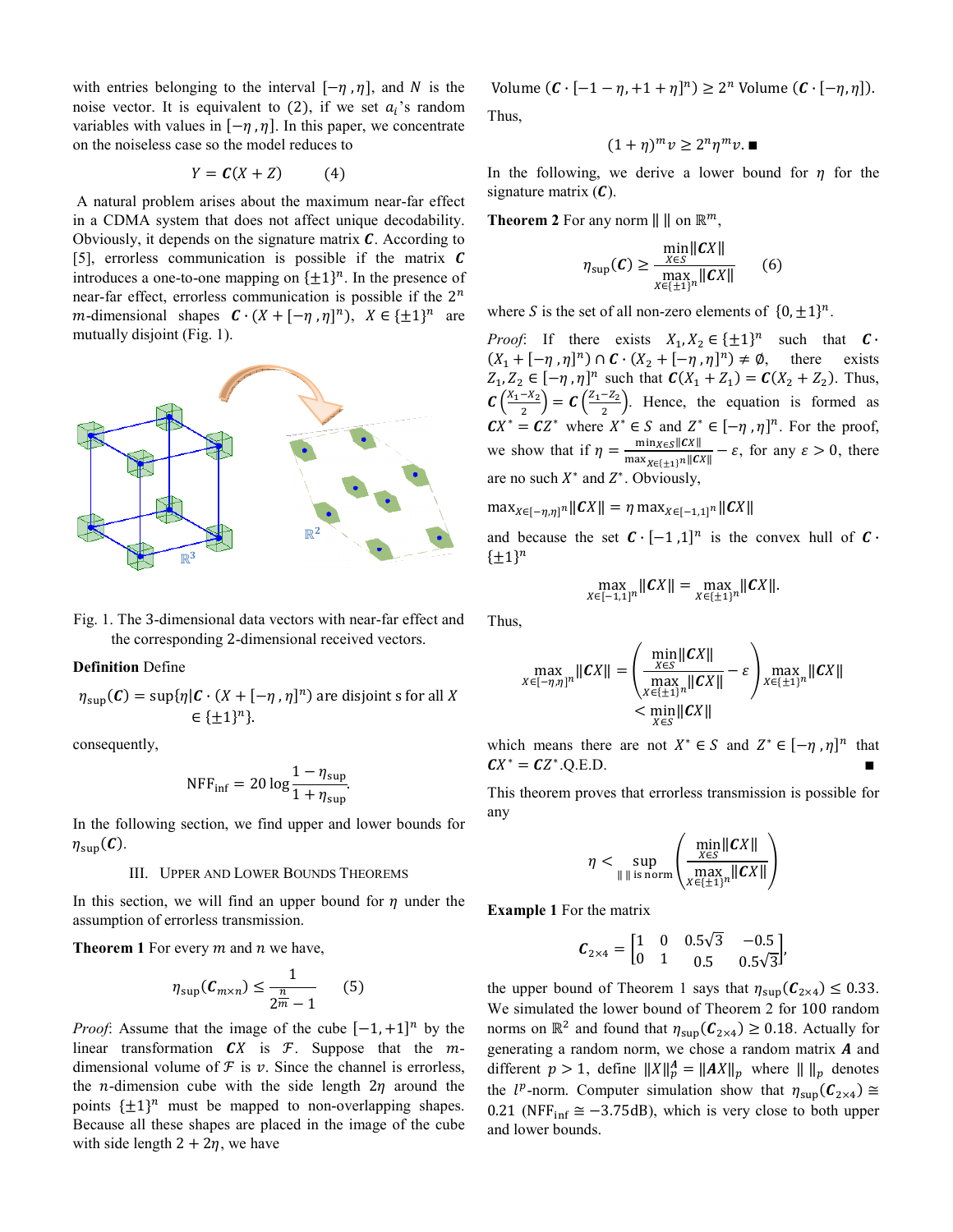with entries belonging to the interval $[-\eta, \eta]$, and $N$ is the noise vector. It is equivalent to (2), if we set $a_i$'s random variables with values in $[-\eta, \eta]$. In this paper, we concentrate on the noiseless case so the model reduces to

$$Y = \boldsymbol{C}(X + Z) \qquad (4)$$

A natural problem arises about the maximum near-far effect in a CDMA system that does not affect unique decodability. Obviously, it depends on the signature matrix $\boldsymbol{C}$. According to [5], errorless communication is possible if the matrix $\boldsymbol{C}$ introduces a one-to-one mapping on $\{\pm 1\}^n$. In the presence of near-far effect, errorless communication is possible if the $2^n$ $m$-dimensional shapes $\boldsymbol{C} \cdot (X + [-\eta, \eta]^n)$, $X \in \{\pm 1\}^n$ are mutually disjoint (Fig. 1).

Fig. 1. The 3-dimensional data vectors with near-far effect and the corresponding 2-dimensional received vectors.

**Definition** Define

$$\eta_{\sup}(\boldsymbol{C}) = \sup\{\eta | \boldsymbol{C} \cdot (X + [-\eta, \eta]^n) \text{ are disjoint s for all } X \in \{\pm 1\}^n\}.$$

consequently,

$$\mathrm{NFF}_{\inf} = 20 \log \frac{1 - \eta_{\sup}}{1 + \eta_{\sup}}.$$

In the following section, we find upper and lower bounds for $\eta_{\sup}(\boldsymbol{C})$.

## III. Upper and Lower Bounds Theorems

In this section, we will find an upper bound for $\eta$ under the assumption of errorless transmission.

**Theorem 1** For every $m$ and $n$ we have,

$$\eta_{\sup}(\boldsymbol{C}_{m \times n}) \leq \frac{1}{2^{\frac{n}{m}} - 1} \qquad (5)$$

*Proof*: Assume that the image of the cube $[-1, +1]^n$ by the linear transformation $\boldsymbol{C}X$ is $\mathcal{F}$. Suppose that the $m$-dimensional volume of $\mathcal{F}$ is $v$. Since the channel is errorless, the $n$-dimension cube with the side length $2\eta$ around the points $\{\pm 1\}^n$ must be mapped to non-overlapping shapes. Because all these shapes are placed in the image of the cube with side length $2 + 2\eta$, we have

$$\text{Volume}\,(\boldsymbol{C} \cdot [-1 - \eta, +1 + \eta]^n) \geq 2^n \text{ Volume}\,(\boldsymbol{C} \cdot [-\eta, \eta]).$$

Thus,

$$(1 + \eta)^m v \geq 2^n \eta^m v. \blacksquare$$

In the following, we derive a lower bound for $\eta$ for the signature matrix $(\boldsymbol{C})$.

**Theorem 2** For any norm $\| \ \|$ on $\mathbb{R}^m$,

$$\eta_{\sup}(\boldsymbol{C}) \geq \frac{\min_{X \in S} \|\boldsymbol{C}X\|}{\max_{X \in \{\pm 1\}^n} \|\boldsymbol{C}X\|} \qquad (6)$$

where $S$ is the set of all non-zero elements of $\{0, \pm 1\}^n$.

*Proof*: If there exists $X_1, X_2 \in \{\pm 1\}^n$ such that $\boldsymbol{C} \cdot (X_1 + [-\eta, \eta]^n) \cap \boldsymbol{C} \cdot (X_2 + [-\eta, \eta]^n) \neq \emptyset$, there exists $Z_1, Z_2 \in [-\eta, \eta]^n$ such that $\boldsymbol{C}(X_1 + Z_1) = \boldsymbol{C}(X_2 + Z_2)$. Thus, $\boldsymbol{C}\left(\frac{X_1 - X_2}{2}\right) = \boldsymbol{C}\left(\frac{Z_1 - Z_2}{2}\right)$. Hence, the equation is formed as $\boldsymbol{C}X^* = \boldsymbol{C}Z^*$ where $X^* \in S$ and $Z^* \in [-\eta, \eta]^n$. For the proof, we show that if $\eta = \frac{\min_{X \in S} \|\boldsymbol{C}X\|}{\max_{X \in \{\pm 1\}^n} \|\boldsymbol{C}X\|} - \varepsilon$, for any $\varepsilon > 0$, there are no such $X^*$ and $Z^*$. Obviously,

$$\max_{X \in [-\eta, \eta]^n} \|\boldsymbol{C}X\| = \eta \max_{X \in [-1,1]^n} \|\boldsymbol{C}X\|$$

and because the set $\boldsymbol{C} \cdot [-1, 1]^n$ is the convex hull of $\boldsymbol{C} \cdot \{\pm 1\}^n$

$$\max_{X \in [-1,1]^n} \|\boldsymbol{C}X\| = \max_{X \in \{\pm 1\}^n} \|\boldsymbol{C}X\|.$$

Thus,

$$\max_{X \in [-\eta, \eta]^n} \|\boldsymbol{C}X\| = \left( \frac{\min_{X \in S} \|\boldsymbol{C}X\|}{\max_{X \in \{\pm 1\}^n} \|\boldsymbol{C}X\|} - \varepsilon \right) \max_{X \in \{\pm 1\}^n} \|\boldsymbol{C}X\| < \min_{X \in S} \|\boldsymbol{C}X\|$$

which means there are not $X^* \in S$ and $Z^* \in [-\eta, \eta]^n$ that $\boldsymbol{C}X^* = \boldsymbol{C}Z^*$.Q.E.D. $\blacksquare$

This theorem proves that errorless transmission is possible for any

$$\eta < \sup_{\| \ \| \text{ is norm}} \left( \frac{\min_{X \in S} \|\boldsymbol{C}X\|}{\max_{X \in \{\pm 1\}^n} \|\boldsymbol{C}X\|} \right)$$

**Example 1** For the matrix

$$\boldsymbol{C}_{2 \times 4} = \begin{bmatrix} 1 & 0 & 0.5\sqrt{3} & -0.5 \\ 0 & 1 & 0.5 & 0.5\sqrt{3} \end{bmatrix},$$

the upper bound of Theorem 1 says that $\eta_{\sup}(\boldsymbol{C}_{2 \times 4}) \leq 0.33$. We simulated the lower bound of Theorem 2 for 100 random norms on $\mathbb{R}^2$ and found that $\eta_{\sup}(\boldsymbol{C}_{2 \times 4}) \geq 0.18$. Actually for generating a random norm, we chose a random matrix $\boldsymbol{A}$ and different $p > 1$, define $\|X\|_p^A = \|\boldsymbol{A}X\|_p$ where $\| \ \|_p$ denotes the $l^p$-norm. Computer simulation show that $\eta_{\sup}(\boldsymbol{C}_{2 \times 4}) \cong 0.21$ ($\mathrm{NFF}_{\inf} \cong -3.75$dB), which is very close to both upper and lower bounds.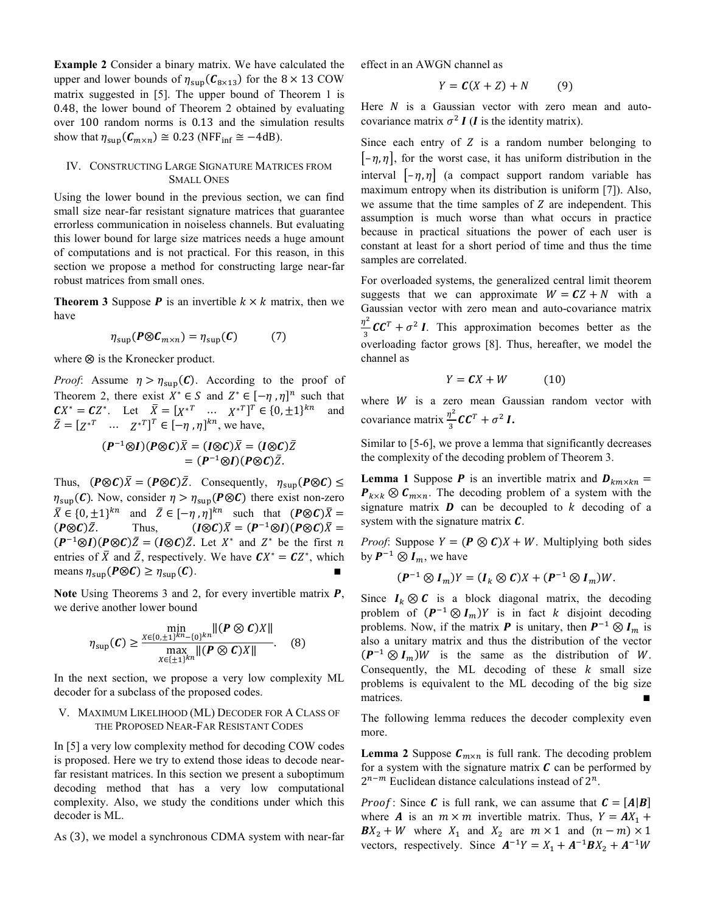**Example 2** Consider a binary matrix. We have calculated the upper and lower bounds of $\eta_{\sup}(\boldsymbol{C}_{8\times 13})$ for the $8 \times 13$ COW matrix suggested in [5]. The upper bound of Theorem 1 is 0.48, the lower bound of Theorem 2 obtained by evaluating over 100 random norms is 0.13 and the simulation results show that $\eta_{\sup}(\boldsymbol{C}_{m\times n}) \cong 0.23$ ($\text{NFF}_{\text{inf}} \cong -4\text{dB}$).

## IV. Constructing Large Signature Matrices from Small Ones

Using the lower bound in the previous section, we can find small size near-far resistant signature matrices that guarantee errorless communication in noiseless channels. But evaluating this lower bound for large size matrices needs a huge amount of computations and is not practical. For this reason, in this section we propose a method for constructing large near-far robust matrices from small ones.

**Theorem 3** Suppose $\boldsymbol{P}$ is an invertible $k \times k$ matrix, then we have

$$\eta_{\sup}(\boldsymbol{P}\otimes\boldsymbol{C}_{m\times n}) = \eta_{\sup}(\boldsymbol{C}) \qquad (7)$$

where $\otimes$ is the Kronecker product.

*Proof*: Assume $\eta > \eta_{\sup}(\boldsymbol{C})$. According to the proof of Theorem 2, there exist $X^* \in S$ and $Z^* \in [-\eta, \eta]^n$ such that $\boldsymbol{C}X^* = \boldsymbol{C}Z^*$. Let $\bar{X} = [X^{*T} \ \ \ldots \ \ X^{*T}]^T \in \{0, \pm 1\}^{kn}$ and $\bar{Z} = [Z^{*T} \ \ \ldots \ \ Z^{*T}]^T \in [-\eta, \eta]^{kn}$, we have,

$$(\boldsymbol{P}^{-1}\otimes\boldsymbol{I})(\boldsymbol{P}\otimes\boldsymbol{C})\bar{X} = (\boldsymbol{I}\otimes\boldsymbol{C})\bar{X} = (\boldsymbol{I}\otimes\boldsymbol{C})\bar{Z}$$
$$= (\boldsymbol{P}^{-1}\otimes\boldsymbol{I})(\boldsymbol{P}\otimes\boldsymbol{C})\bar{Z}.$$

Thus, $(\boldsymbol{P}\otimes\boldsymbol{C})\bar{X} = (\boldsymbol{P}\otimes\boldsymbol{C})\bar{Z}$. Consequently, $\eta_{\sup}(\boldsymbol{P}\otimes\boldsymbol{C}) \leq \eta_{\sup}(\boldsymbol{C})$. Now, consider $\eta > \eta_{\sup}(\boldsymbol{P}\otimes\boldsymbol{C})$ there exist non-zero $\bar{X} \in \{0, \pm 1\}^{kn}$ and $\bar{Z} \in [-\eta, \eta]^{kn}$ such that $(\boldsymbol{P}\otimes\boldsymbol{C})\bar{X} = (\boldsymbol{P}\otimes\boldsymbol{C})\bar{Z}$. Thus, $(\boldsymbol{I}\otimes\boldsymbol{C})\bar{X} = (\boldsymbol{P}^{-1}\otimes\boldsymbol{I})(\boldsymbol{P}\otimes\boldsymbol{C})\bar{X} = (\boldsymbol{P}^{-1}\otimes\boldsymbol{I})(\boldsymbol{P}\otimes\boldsymbol{C})\bar{Z} = (\boldsymbol{I}\otimes\boldsymbol{C})\bar{Z}$. Let $X^*$ and $Z^*$ be the first $n$ entries of $\bar{X}$ and $\bar{Z}$, respectively. We have $\boldsymbol{C}X^* = \boldsymbol{C}Z^*$, which means $\eta_{\sup}(\boldsymbol{P}\otimes\boldsymbol{C}) \geq \eta_{\sup}(\boldsymbol{C})$. ∎

**Note** Using Theorems 3 and 2, for every invertible matrix $\boldsymbol{P}$, we derive another lower bound

$$\eta_{\sup}(\boldsymbol{C}) \geq \frac{\min\limits_{X\in\{0,\pm1\}^{kn}-\{0\}^{kn}} \|(\boldsymbol{P}\otimes\boldsymbol{C})X\|}{\max\limits_{X\in\{\pm1\}^{kn}} \|(\boldsymbol{P}\otimes\boldsymbol{C})X\|}. \qquad (8)$$

In the next section, we propose a very low complexity ML decoder for a subclass of the proposed codes.

## V. Maximum Likelihood (ML) Decoder for a Class of the Proposed Near-Far Resistant Codes

In [5] a very low complexity method for decoding COW codes is proposed. Here we try to extend those ideas to decode near-far resistant matrices. In this section we present a suboptimum decoding method that has a very low computational complexity. Also, we study the conditions under which this decoder is ML.

As (3), we model a synchronous CDMA system with near-far effect in an AWGN channel as

$$Y = \boldsymbol{C}(X + Z) + N \qquad (9)$$

Here $N$ is a Gaussian vector with zero mean and auto-covariance matrix $\sigma^2\boldsymbol{I}$ ($\boldsymbol{I}$ is the identity matrix).

Since each entry of $Z$ is a random number belonging to $[-\eta, \eta]$, for the worst case, it has uniform distribution in the interval $[-\eta, \eta]$ (a compact support random variable has maximum entropy when its distribution is uniform [7]). Also, we assume that the time samples of $Z$ are independent. This assumption is much worse than what occurs in practice because in practical situations the power of each user is constant at least for a short period of time and thus the time samples are correlated.

For overloaded systems, the generalized central limit theorem suggests that we can approximate $W = \boldsymbol{C}Z + N$ with a Gaussian vector with zero mean and auto-covariance matrix $\frac{\eta^2}{3}\boldsymbol{C}\boldsymbol{C}^T + \sigma^2\boldsymbol{I}$. This approximation becomes better as the overloading factor grows [8]. Thus, hereafter, we model the channel as

$$Y = \boldsymbol{C}X + W \qquad (10)$$

where $W$ is a zero mean Gaussian random vector with covariance matrix $\frac{\eta^2}{3}\boldsymbol{C}\boldsymbol{C}^T + \sigma^2\boldsymbol{I}$.

Similar to [5-6], we prove a lemma that significantly decreases the complexity of the decoding problem of Theorem 3.

**Lemma 1** Suppose $\boldsymbol{P}$ is an invertible matrix and $\boldsymbol{D}_{km\times kn} = \boldsymbol{P}_{k\times k} \otimes \boldsymbol{C}_{m\times n}$. The decoding problem of a system with the signature matrix $\boldsymbol{D}$ can be decoupled to $k$ decoding of a system with the signature matrix $\boldsymbol{C}$.

*Proof*: Suppose $Y = (\boldsymbol{P} \otimes \boldsymbol{C})X + W$. Multiplying both sides by $\boldsymbol{P}^{-1} \otimes \boldsymbol{I}_m$, we have

$$(\boldsymbol{P}^{-1} \otimes \boldsymbol{I}_m)Y = (\boldsymbol{I}_k \otimes \boldsymbol{C})X + (\boldsymbol{P}^{-1} \otimes \boldsymbol{I}_m)W.$$

Since $\boldsymbol{I}_k \otimes \boldsymbol{C}$ is a block diagonal matrix, the decoding problem of $(\boldsymbol{P}^{-1} \otimes \boldsymbol{I}_m)Y$ is in fact $k$ disjoint decoding problems. Now, if the matrix $\boldsymbol{P}$ is unitary, then $\boldsymbol{P}^{-1} \otimes \boldsymbol{I}_m$ is also a unitary matrix and thus the distribution of the vector $(\boldsymbol{P}^{-1} \otimes \boldsymbol{I}_m)W$ is the same as the distribution of $W$. Consequently, the ML decoding of these $k$ small size problems is equivalent to the ML decoding of the big size matrices. ∎

The following lemma reduces the decoder complexity even more.

**Lemma 2** Suppose $\boldsymbol{C}_{m\times n}$ is full rank. The decoding problem for a system with the signature matrix $\boldsymbol{C}$ can be performed by $2^{n-m}$ Euclidean distance calculations instead of $2^n$.

*Proof*: Since $\boldsymbol{C}$ is full rank, we can assume that $\boldsymbol{C} = [\boldsymbol{A}|\boldsymbol{B}]$ where $\boldsymbol{A}$ is an $m \times m$ invertible matrix. Thus, $Y = \boldsymbol{A}X_1 + \boldsymbol{B}X_2 + W$ where $X_1$ and $X_2$ are $m \times 1$ and $(n-m) \times 1$ vectors, respectively. Since $\boldsymbol{A}^{-1}Y = X_1 + \boldsymbol{A}^{-1}\boldsymbol{B}X_2 + \boldsymbol{A}^{-1}W$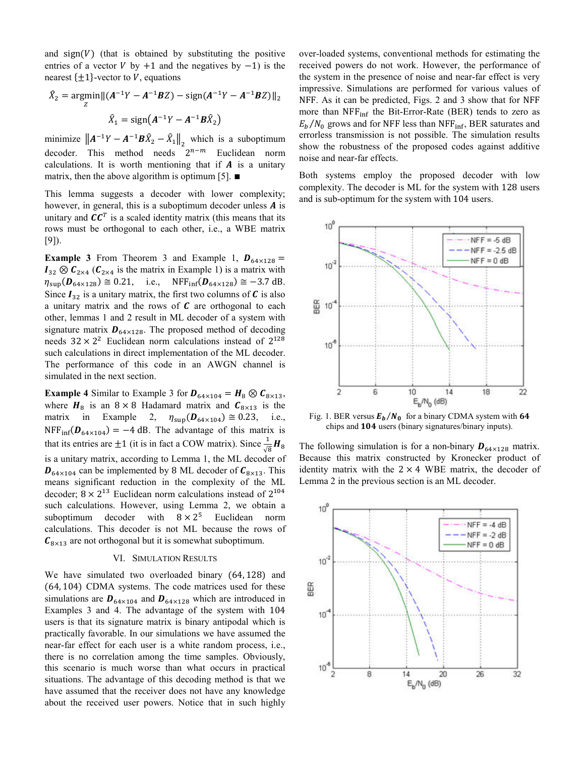and $\text{sign}(V)$ (that is obtained by substituting the positive entries of a vector $V$ by $+1$ and the negatives by $-1$) is the nearest $\{\pm 1\}$-vector to $V$, equations

$$\hat{X}_2 = \underset{Z}{\operatorname{argmin}} \|(\boldsymbol{A}^{-1}Y - \boldsymbol{A}^{-1}\boldsymbol{B}Z) - \text{sign}(\boldsymbol{A}^{-1}Y - \boldsymbol{A}^{-1}\boldsymbol{B}Z)\|_2$$

$$\hat{X}_1 = \text{sign}(\boldsymbol{A}^{-1}Y - \boldsymbol{A}^{-1}\boldsymbol{B}\hat{X}_2)$$

minimize $\|\boldsymbol{A}^{-1}Y - \boldsymbol{A}^{-1}\boldsymbol{B}\hat{X}_2 - \hat{X}_1\|_2$ which is a suboptimum decoder. This method needs $2^{n-m}$ Euclidean norm calculations. It is worth mentioning that if $\boldsymbol{A}$ is a unitary matrix, then the above algorithm is optimum [5]. ■

This lemma suggests a decoder with lower complexity; however, in general, this is a suboptimum decoder unless $\boldsymbol{A}$ is unitary and $\boldsymbol{C}\boldsymbol{C}^T$ is a scaled identity matrix (this means that its rows must be orthogonal to each other, i.e., a WBE matrix [9]).

**Example 3** From Theorem 3 and Example 1, $\boldsymbol{D}_{64\times128} = \boldsymbol{I}_{32} \otimes \boldsymbol{C}_{2\times4}$ ($\boldsymbol{C}_{2\times4}$ is the matrix in Example 1) is a matrix with $\eta_{\text{sup}}(\boldsymbol{D}_{64\times128}) \cong 0.21$, i.e., $\text{NFF}_{\text{inf}}(\boldsymbol{D}_{64\times128}) \cong -3.7$ dB. Since $\boldsymbol{I}_{32}$ is a unitary matrix, the first two columns of $\boldsymbol{C}$ is also a unitary matrix and the rows of $\boldsymbol{C}$ are orthogonal to each other, lemmas 1 and 2 result in ML decoder of a system with signature matrix $\boldsymbol{D}_{64\times128}$. The proposed method of decoding needs $32 \times 2^2$ Euclidean norm calculations instead of $2^{128}$ such calculations in direct implementation of the ML decoder. The performance of this code in an AWGN channel is simulated in the next section.

**Example 4** Similar to Example 3 for $\boldsymbol{D}_{64\times104} = \boldsymbol{H}_8 \otimes \boldsymbol{C}_{8\times13}$, where $\boldsymbol{H}_8$ is an $8 \times 8$ Hadamard matrix and $\boldsymbol{C}_{8\times13}$ is the matrix in Example 2, $\eta_{\text{sup}}(\boldsymbol{D}_{64\times104}) \cong 0.23$, i.e., $\text{NFF}_{\text{inf}}(\boldsymbol{D}_{64\times104}) = -4$ dB. The advantage of this matrix is that its entries are $\pm 1$ (it is in fact a COW matrix). Since $\frac{1}{\sqrt{8}}\boldsymbol{H}_8$ is a unitary matrix, according to Lemma 1, the ML decoder of $\boldsymbol{D}_{64\times104}$ can be implemented by 8 ML decoder of $\boldsymbol{C}_{8\times13}$. This means significant reduction in the complexity of the ML decoder; $8 \times 2^{13}$ Euclidean norm calculations instead of $2^{104}$ such calculations. However, using Lemma 2, we obtain a suboptimum decoder with $8 \times 2^5$ Euclidean norm calculations. This decoder is not ML because the rows of $\boldsymbol{C}_{8\times13}$ are not orthogonal but it is somewhat suboptimum.

## VI. Simulation Results

We have simulated two overloaded binary $(64, 128)$ and $(64, 104)$ CDMA systems. The code matrices used for these simulations are $\boldsymbol{D}_{64\times104}$ and $\boldsymbol{D}_{64\times128}$ which are introduced in Examples 3 and 4. The advantage of the system with 104 users is that its signature matrix is binary antipodal which is practically favorable. In our simulations we have assumed the near-far effect for each user is a white random process, i.e., there is no correlation among the time samples. Obviously, this scenario is much worse than what occurs in practical situations. The advantage of this decoding method is that we have assumed that the receiver does not have any knowledge about the received user powers. Notice that in such highly over-loaded systems, conventional methods for estimating the received powers do not work. However, the performance of the system in the presence of noise and near-far effect is very impressive. Simulations are performed for various values of NFF. As it can be predicted, Figs. 2 and 3 show that for NFF more than $\text{NFF}_{\text{inf}}$ the Bit-Error-Rate (BER) tends to zero as $E_b/N_0$ grows and for NFF less than $\text{NFF}_{\text{inf}}$, BER saturates and errorless transmission is not possible. The simulation results show the robustness of the proposed codes against additive noise and near-far effects.

Both systems employ the proposed decoder with low complexity. The decoder is ML for the system with 128 users and is sub-optimum for the system with 104 users.

Fig. 1. BER versus $\boldsymbol{E_b/N_0}$ for a binary CDMA system with **64** chips and **104** users (binary signatures/binary inputs).

The following simulation is for a non-binary $\boldsymbol{D}_{64\times128}$ matrix. Because this matrix constructed by Kronecker product of identity matrix with the $2 \times 4$ WBE matrix, the decoder of Lemma 2 in the previous section is an ML decoder.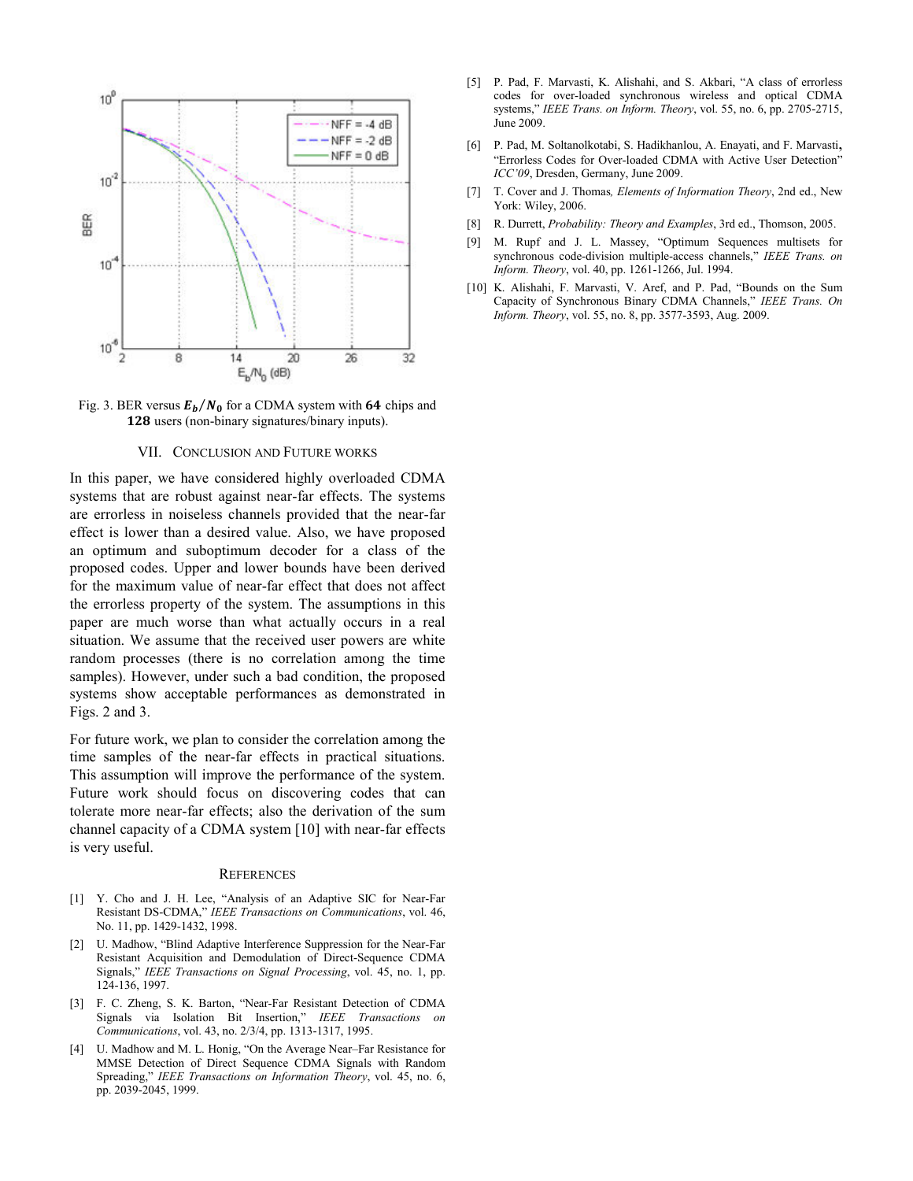$10^0$

$10^{-2}$

$10^{-4}$

$10^{-6}$

BER

2 8 14 20 26 32

$E_b/N_0$ (dB)

NFF = -4 dB

NFF = -2 dB

NFF = 0 dB

Fig. 3. BER versus $E_b/N_0$ for a CDMA system with $64$ chips and $128$ users (non-binary signatures/binary inputs).

## VII. CONCLUSION AND FUTURE WORKS

In this paper, we have considered highly overloaded CDMA systems that are robust against near-far effects. The systems are errorless in noiseless channels provided that the near-far effect is lower than a desired value. Also, we have proposed an optimum and suboptimum decoder for a class of the proposed codes. Upper and lower bounds have been derived for the maximum value of near-far effect that does not affect the errorless property of the system. The assumptions in this paper are much worse than what actually occurs in a real situation. We assume that the received user powers are white random processes (there is no correlation among the time samples). However, under such a bad condition, the proposed systems show acceptable performances as demonstrated in Figs. 2 and 3.

For future work, we plan to consider the correlation among the time samples of the near-far effects in practical situations. This assumption will improve the performance of the system. Future work should focus on discovering codes that can tolerate more near-far effects; also the derivation of the sum channel capacity of a CDMA system [10] with near-far effects is very useful.

## REFERENCES

[1] Y. Cho and J. H. Lee, "Analysis of an Adaptive SIC for Near-Far Resistant DS-CDMA," *IEEE Transactions on Communications*, vol. 46, No. 11, pp. 1429-1432, 1998.

[2] U. Madhow, "Blind Adaptive Interference Suppression for the Near-Far Resistant Acquisition and Demodulation of Direct-Sequence CDMA Signals," *IEEE Transactions on Signal Processing*, vol. 45, no. 1, pp. 124-136, 1997.

[3] F. C. Zheng, S. K. Barton, "Near-Far Resistant Detection of CDMA Signals via Isolation Bit Insertion," *IEEE Transactions on Communications*, vol. 43, no. 2/3/4, pp. 1313-1317, 1995.

[4] U. Madhow and M. L. Honig, "On the Average Near–Far Resistance for MMSE Detection of Direct Sequence CDMA Signals with Random Spreading," *IEEE Transactions on Information Theory*, vol. 45, no. 6, pp. 2039-2045, 1999.

[5] P. Pad, F. Marvasti, K. Alishahi, and S. Akbari, "A class of errorless codes for over-loaded synchronous wireless and optical CDMA systems," *IEEE Trans. on Inform. Theory*, vol. 55, no. 6, pp. 2705-2715, June 2009.

[6] P. Pad, M. Soltanolkotabi, S. Hadikhanlou, A. Enayati, and F. Marvasti, "Errorless Codes for Over-loaded CDMA with Active User Detection" *ICC'09*, Dresden, Germany, June 2009.

[7] T. Cover and J. Thomas, *Elements of Information Theory*, 2nd ed., New York: Wiley, 2006.

[8] R. Durrett, *Probability: Theory and Examples*, 3rd ed., Thomson, 2005.

[9] M. Rupf and J. L. Massey, "Optimum Sequences multisets for synchronous code-division multiple-access channels," *IEEE Trans. on Inform. Theory*, vol. 40, pp. 1261-1266, Jul. 1994.

[10] K. Alishahi, F. Marvasti, V. Aref, and P. Pad, "Bounds on the Sum Capacity of Synchronous Binary CDMA Channels," *IEEE Trans. On Inform. Theory*, vol. 55, no. 8, pp. 3577-3593, Aug. 2009.